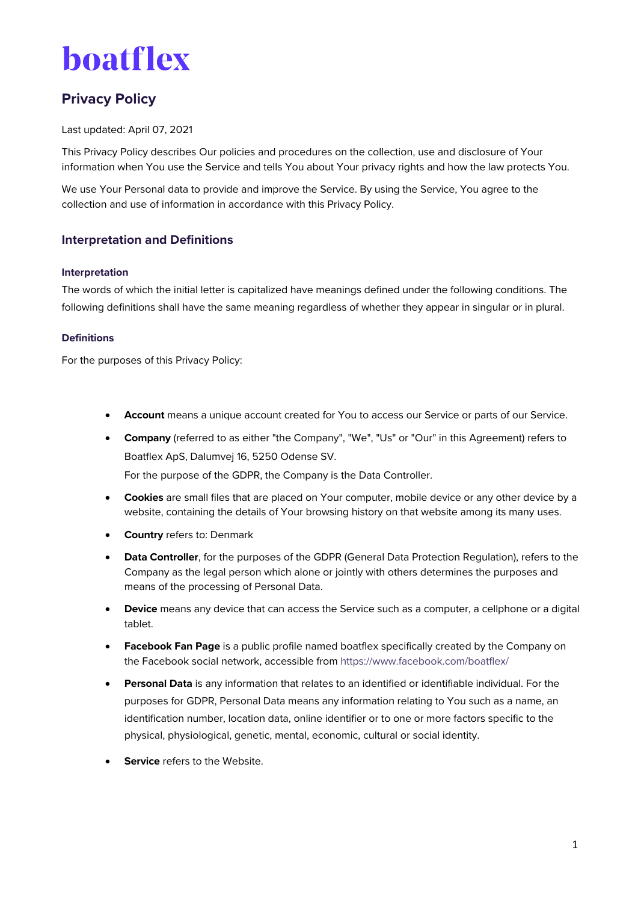# boatflex

## Privacy Policy

Last updated: April 07, 2021

This Privacy Policy describes Our policies and procedures on the collection, use and disclosure of Your information when You use the Service and tells You about Your privacy rights and how the law protects You.

We use Your Personal data to provide and improve the Service. By using the Service, You agree to the collection and use of information in accordance with this Privacy Policy.

### Interpretation and Definitions

#### Interpretation

The words of which the initial letter is capitalized have meanings defined under the following conditions. The following definitions shall have the same meaning regardless of whether they appear in singular or in plural.

#### Definitions

For the purposes of this Privacy Policy:

- **Account** means a unique account created for You to access our Service or parts of our Service.
- **Company** (referred to as either "the Company", "We", "Us" or "Our" in this Agreement) refers to Boatflex ApS, Dalumvej 16, 5250 Odense SV.
  For the purpose of the GDPR, the Company is the Data Controller.
- **Cookies** are small files that are placed on Your computer, mobile device or any other device by a website, containing the details of Your browsing history on that website among its many uses.
- **Country** refers to: Denmark
- **Data Controller**, for the purposes of the GDPR (General Data Protection Regulation), refers to the Company as the legal person which alone or jointly with others determines the purposes and means of the processing of Personal Data.
- **Device** means any device that can access the Service such as a computer, a cellphone or a digital tablet.
- **Facebook Fan Page** is a public profile named boatflex specifically created by the Company on the Facebook social network, accessible from https://www.facebook.com/boatflex/
- **Personal Data** is any information that relates to an identified or identifiable individual. For the purposes for GDPR, Personal Data means any information relating to You such as a name, an identification number, location data, online identifier or to one or more factors specific to the physical, physiological, genetic, mental, economic, cultural or social identity.
- **Service** refers to the Website.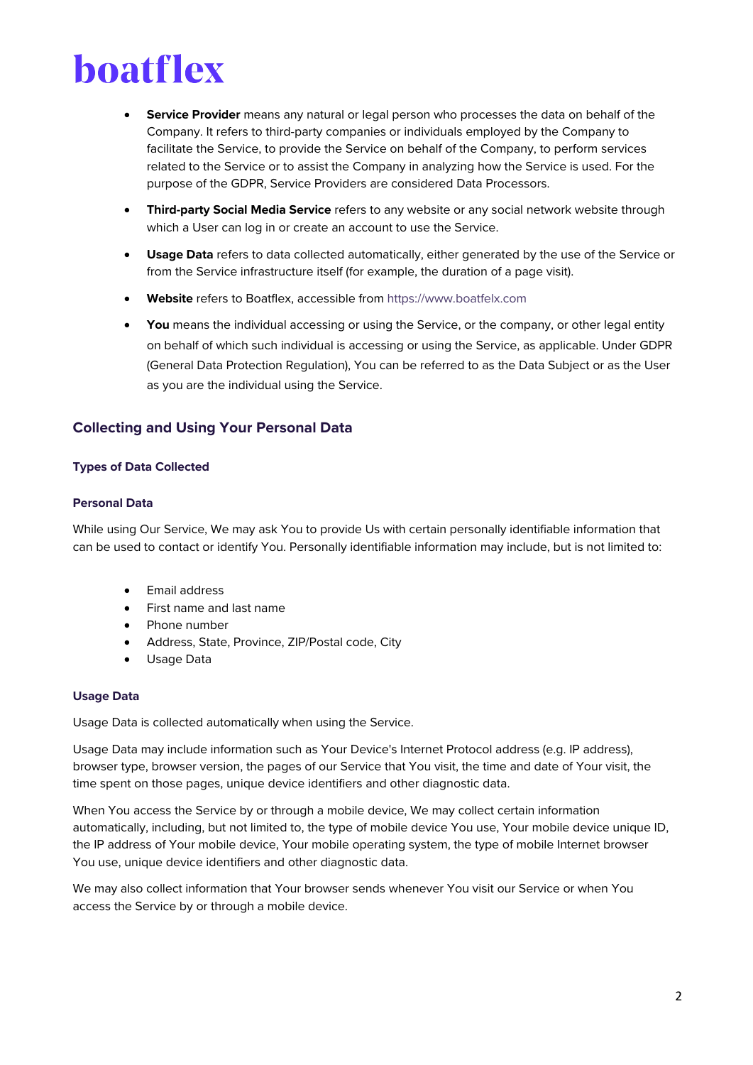- **Service Provider** means any natural or legal person who processes the data on behalf of the Company. It refers to third-party companies or individuals employed by the Company to facilitate the Service, to provide the Service on behalf of the Company, to perform services related to the Service or to assist the Company in analyzing how the Service is used. For the purpose of the GDPR, Service Providers are considered Data Processors.
- **Third-party Social Media Service** refers to any website or any social network website through which a User can log in or create an account to use the Service.
- **Usage Data** refers to data collected automatically, either generated by the use of the Service or from the Service infrastructure itself (for example, the duration of a page visit).
- **Website** refers to Boatflex, accessible from https://www.boatfelx.com
- **You** means the individual accessing or using the Service, or the company, or other legal entity on behalf of which such individual is accessing or using the Service, as applicable. Under GDPR (General Data Protection Regulation), You can be referred to as the Data Subject or as the User as you are the individual using the Service.

## Collecting and Using Your Personal Data

### Types of Data Collected

#### Personal Data

While using Our Service, We may ask You to provide Us with certain personally identifiable information that can be used to contact or identify You. Personally identifiable information may include, but is not limited to:

- Email address
- First name and last name
- Phone number
- Address, State, Province, ZIP/Postal code, City
- Usage Data

#### Usage Data

Usage Data is collected automatically when using the Service.

Usage Data may include information such as Your Device's Internet Protocol address (e.g. IP address), browser type, browser version, the pages of our Service that You visit, the time and date of Your visit, the time spent on those pages, unique device identifiers and other diagnostic data.

When You access the Service by or through a mobile device, We may collect certain information automatically, including, but not limited to, the type of mobile device You use, Your mobile device unique ID, the IP address of Your mobile device, Your mobile operating system, the type of mobile Internet browser You use, unique device identifiers and other diagnostic data.

We may also collect information that Your browser sends whenever You visit our Service or when You access the Service by or through a mobile device.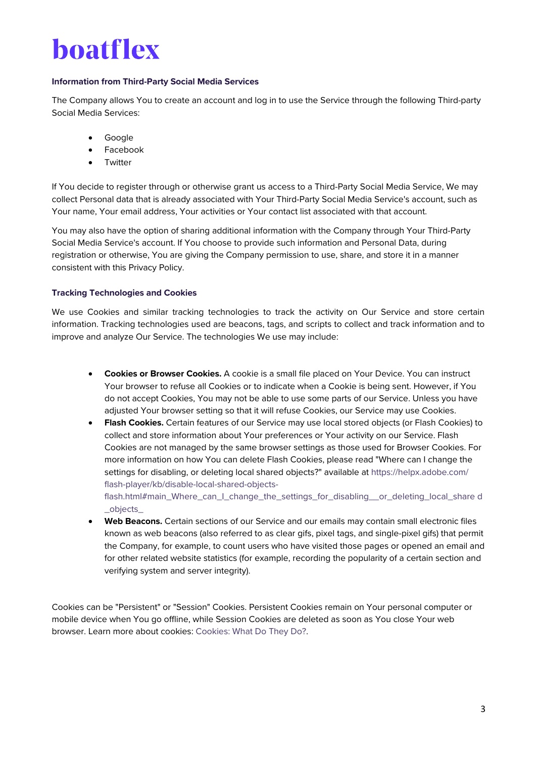**Information from Third-Party Social Media Services**

The Company allows You to create an account and log in to use the Service through the following Third-party Social Media Services:

- Google
- Facebook
- Twitter

If You decide to register through or otherwise grant us access to a Third-Party Social Media Service, We may collect Personal data that is already associated with Your Third-Party Social Media Service's account, such as Your name, Your email address, Your activities or Your contact list associated with that account.

You may also have the option of sharing additional information with the Company through Your Third-Party Social Media Service's account. If You choose to provide such information and Personal Data, during registration or otherwise, You are giving the Company permission to use, share, and store it in a manner consistent with this Privacy Policy.

**Tracking Technologies and Cookies**

We use Cookies and similar tracking technologies to track the activity on Our Service and store certain information. Tracking technologies used are beacons, tags, and scripts to collect and track information and to improve and analyze Our Service. The technologies We use may include:

- **Cookies or Browser Cookies.** A cookie is a small file placed on Your Device. You can instruct Your browser to refuse all Cookies or to indicate when a Cookie is being sent. However, if You do not accept Cookies, You may not be able to use some parts of our Service. Unless you have adjusted Your browser setting so that it will refuse Cookies, our Service may use Cookies.
- **Flash Cookies.** Certain features of our Service may use local stored objects (or Flash Cookies) to collect and store information about Your preferences or Your activity on our Service. Flash Cookies are not managed by the same browser settings as those used for Browser Cookies. For more information on how You can delete Flash Cookies, please read "Where can I change the settings for disabling, or deleting local shared objects?" available at https://helpx.adobe.com/flash-player/kb/disable-local-shared-objects-flash.html#main_Where_can_I_change_the_settings_for_disabling__or_deleting_local_shared_objects_
- **Web Beacons.** Certain sections of our Service and our emails may contain small electronic files known as web beacons (also referred to as clear gifs, pixel tags, and single-pixel gifs) that permit the Company, for example, to count users who have visited those pages or opened an email and for other related website statistics (for example, recording the popularity of a certain section and verifying system and server integrity).

Cookies can be "Persistent" or "Session" Cookies. Persistent Cookies remain on Your personal computer or mobile device when You go offline, while Session Cookies are deleted as soon as You close Your web browser. Learn more about cookies: Cookies: What Do They Do?.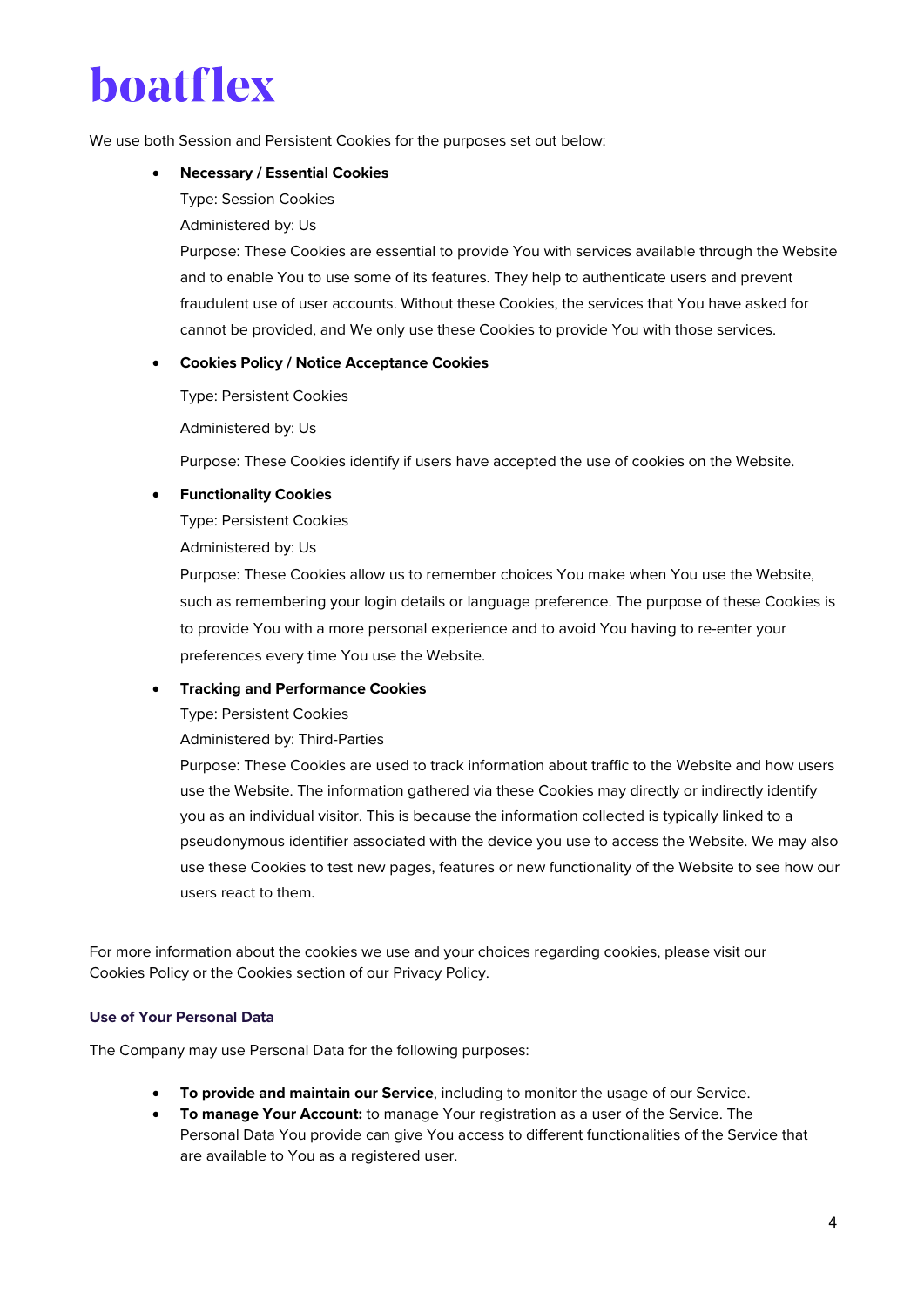# boatflex

We use both Session and Persistent Cookies for the purposes set out below:

- **Necessary / Essential Cookies**

  Type: Session Cookies

  Administered by: Us

  Purpose: These Cookies are essential to provide You with services available through the Website and to enable You to use some of its features. They help to authenticate users and prevent fraudulent use of user accounts. Without these Cookies, the services that You have asked for cannot be provided, and We only use these Cookies to provide You with those services.

- **Cookies Policy / Notice Acceptance Cookies**

  Type: Persistent Cookies

  Administered by: Us

  Purpose: These Cookies identify if users have accepted the use of cookies on the Website.

- **Functionality Cookies**

  Type: Persistent Cookies

  Administered by: Us

  Purpose: These Cookies allow us to remember choices You make when You use the Website, such as remembering your login details or language preference. The purpose of these Cookies is to provide You with a more personal experience and to avoid You having to re-enter your preferences every time You use the Website.

- **Tracking and Performance Cookies**

  Type: Persistent Cookies

  Administered by: Third-Parties

  Purpose: These Cookies are used to track information about traffic to the Website and how users use the Website. The information gathered via these Cookies may directly or indirectly identify you as an individual visitor. This is because the information collected is typically linked to a pseudonymous identifier associated with the device you use to access the Website. We may also use these Cookies to test new pages, features or new functionality of the Website to see how our users react to them.

For more information about the cookies we use and your choices regarding cookies, please visit our Cookies Policy or the Cookies section of our Privacy Policy.

### Use of Your Personal Data

The Company may use Personal Data for the following purposes:

- **To provide and maintain our Service**, including to monitor the usage of our Service.
- **To manage Your Account:** to manage Your registration as a user of the Service. The Personal Data You provide can give You access to different functionalities of the Service that are available to You as a registered user.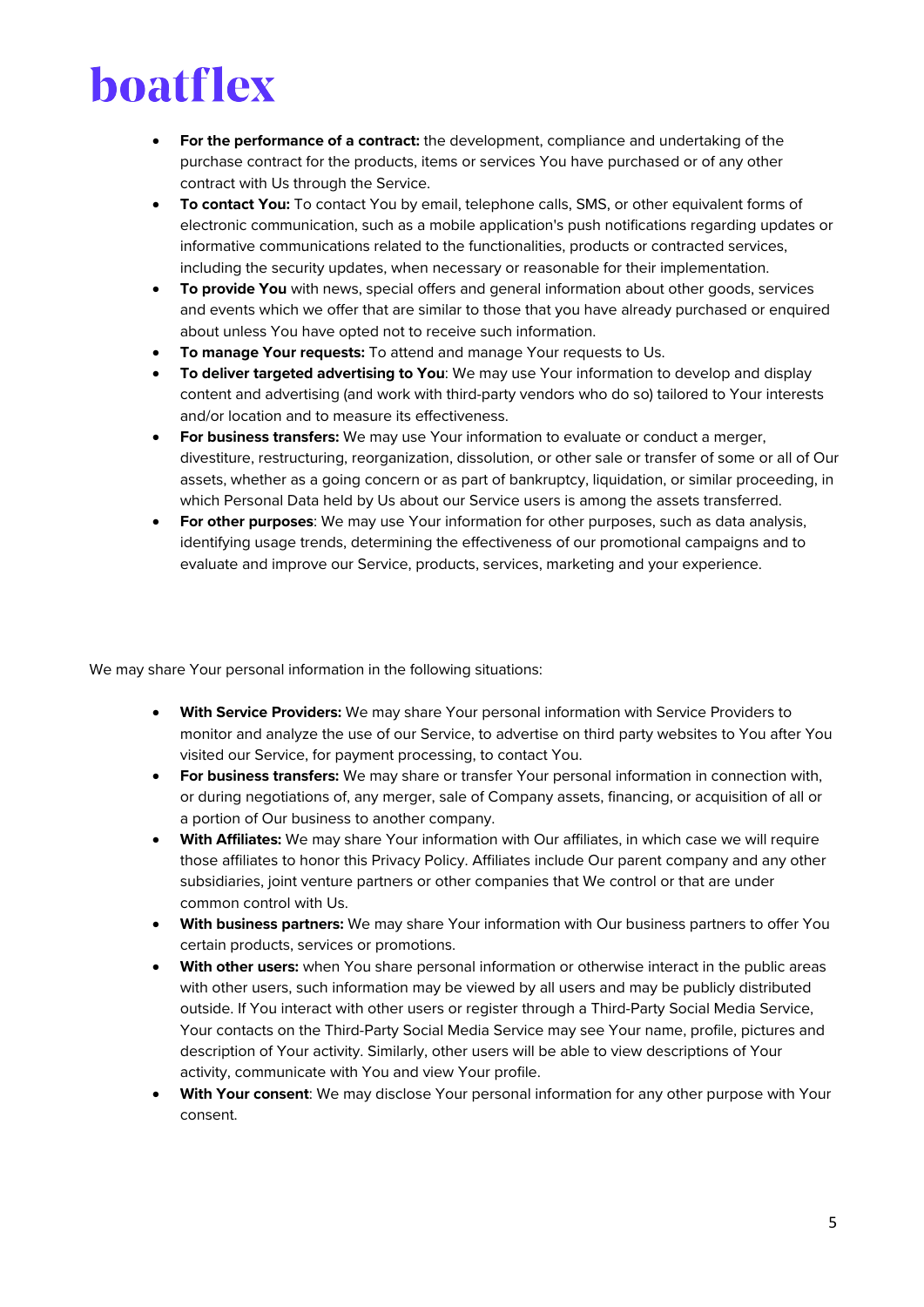- **For the performance of a contract:** the development, compliance and undertaking of the purchase contract for the products, items or services You have purchased or of any other contract with Us through the Service.
- **To contact You:** To contact You by email, telephone calls, SMS, or other equivalent forms of electronic communication, such as a mobile application's push notifications regarding updates or informative communications related to the functionalities, products or contracted services, including the security updates, when necessary or reasonable for their implementation.
- **To provide You** with news, special offers and general information about other goods, services and events which we offer that are similar to those that you have already purchased or enquired about unless You have opted not to receive such information.
- **To manage Your requests:** To attend and manage Your requests to Us.
- **To deliver targeted advertising to You**: We may use Your information to develop and display content and advertising (and work with third-party vendors who do so) tailored to Your interests and/or location and to measure its effectiveness.
- **For business transfers:** We may use Your information to evaluate or conduct a merger, divestiture, restructuring, reorganization, dissolution, or other sale or transfer of some or all of Our assets, whether as a going concern or as part of bankruptcy, liquidation, or similar proceeding, in which Personal Data held by Us about our Service users is among the assets transferred.
- **For other purposes**: We may use Your information for other purposes, such as data analysis, identifying usage trends, determining the effectiveness of our promotional campaigns and to evaluate and improve our Service, products, services, marketing and your experience.

We may share Your personal information in the following situations:

- **With Service Providers:** We may share Your personal information with Service Providers to monitor and analyze the use of our Service, to advertise on third party websites to You after You visited our Service, for payment processing, to contact You.
- **For business transfers:** We may share or transfer Your personal information in connection with, or during negotiations of, any merger, sale of Company assets, financing, or acquisition of all or a portion of Our business to another company.
- **With Affiliates:** We may share Your information with Our affiliates, in which case we will require those affiliates to honor this Privacy Policy. Affiliates include Our parent company and any other subsidiaries, joint venture partners or other companies that We control or that are under common control with Us.
- **With business partners:** We may share Your information with Our business partners to offer You certain products, services or promotions.
- **With other users:** when You share personal information or otherwise interact in the public areas with other users, such information may be viewed by all users and may be publicly distributed outside. If You interact with other users or register through a Third-Party Social Media Service, Your contacts on the Third-Party Social Media Service may see Your name, profile, pictures and description of Your activity. Similarly, other users will be able to view descriptions of Your activity, communicate with You and view Your profile.
- **With Your consent**: We may disclose Your personal information for any other purpose with Your consent.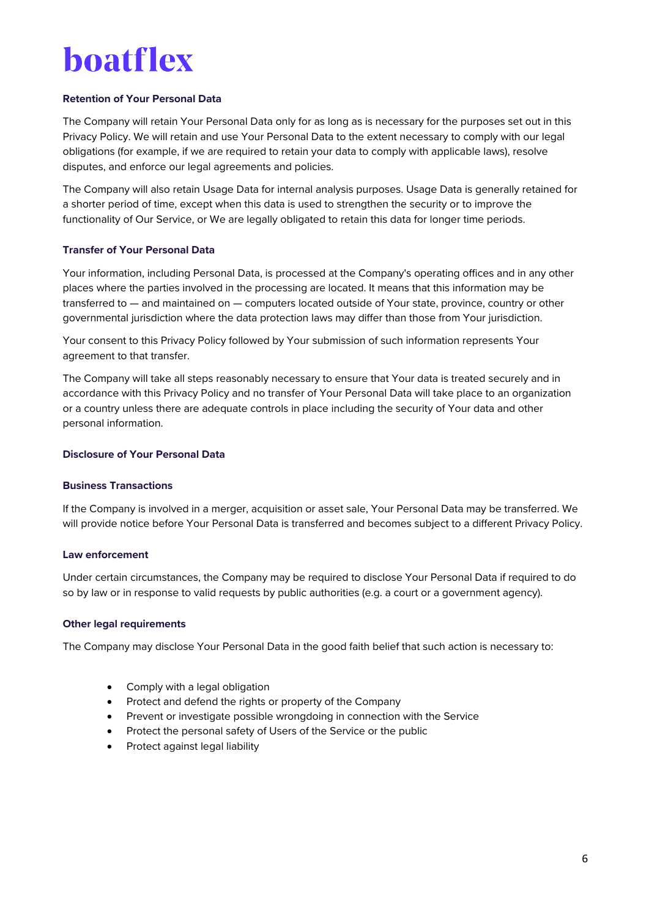### Retention of Your Personal Data

The Company will retain Your Personal Data only for as long as is necessary for the purposes set out in this Privacy Policy. We will retain and use Your Personal Data to the extent necessary to comply with our legal obligations (for example, if we are required to retain your data to comply with applicable laws), resolve disputes, and enforce our legal agreements and policies.

The Company will also retain Usage Data for internal analysis purposes. Usage Data is generally retained for a shorter period of time, except when this data is used to strengthen the security or to improve the functionality of Our Service, or We are legally obligated to retain this data for longer time periods.

### Transfer of Your Personal Data

Your information, including Personal Data, is processed at the Company's operating offices and in any other places where the parties involved in the processing are located. It means that this information may be transferred to — and maintained on — computers located outside of Your state, province, country or other governmental jurisdiction where the data protection laws may differ than those from Your jurisdiction.

Your consent to this Privacy Policy followed by Your submission of such information represents Your agreement to that transfer.

The Company will take all steps reasonably necessary to ensure that Your data is treated securely and in accordance with this Privacy Policy and no transfer of Your Personal Data will take place to an organization or a country unless there are adequate controls in place including the security of Your data and other personal information.

### Disclosure of Your Personal Data

#### Business Transactions

If the Company is involved in a merger, acquisition or asset sale, Your Personal Data may be transferred. We will provide notice before Your Personal Data is transferred and becomes subject to a different Privacy Policy.

#### Law enforcement

Under certain circumstances, the Company may be required to disclose Your Personal Data if required to do so by law or in response to valid requests by public authorities (e.g. a court or a government agency).

#### Other legal requirements

The Company may disclose Your Personal Data in the good faith belief that such action is necessary to:

- Comply with a legal obligation
- Protect and defend the rights or property of the Company
- Prevent or investigate possible wrongdoing in connection with the Service
- Protect the personal safety of Users of the Service or the public
- Protect against legal liability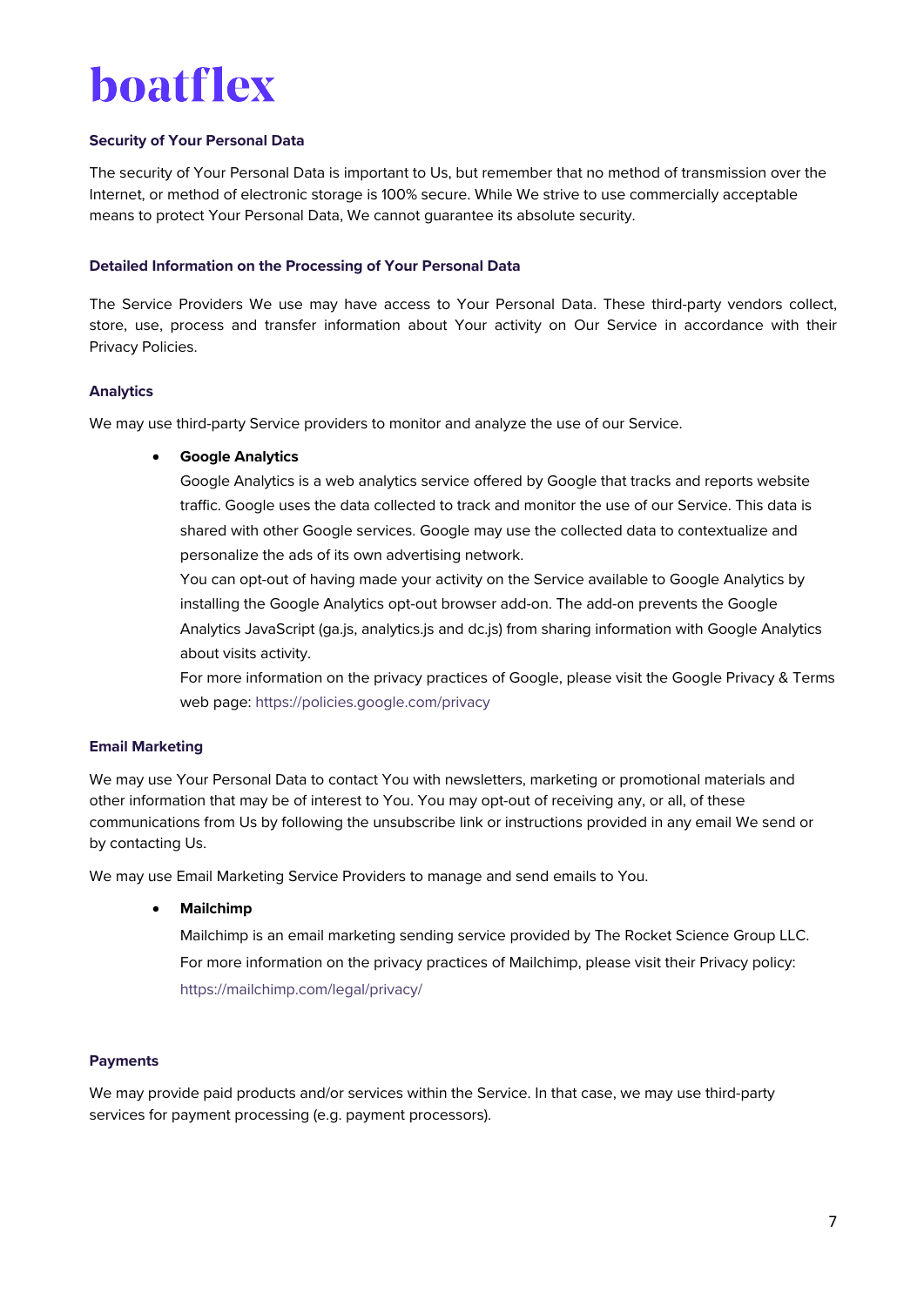### Security of Your Personal Data

The security of Your Personal Data is important to Us, but remember that no method of transmission over the Internet, or method of electronic storage is 100% secure. While We strive to use commercially acceptable means to protect Your Personal Data, We cannot guarantee its absolute security.

### Detailed Information on the Processing of Your Personal Data

The Service Providers We use may have access to Your Personal Data. These third-party vendors collect, store, use, process and transfer information about Your activity on Our Service in accordance with their Privacy Policies.

### Analytics

We may use third-party Service providers to monitor and analyze the use of our Service.

- **Google Analytics**
  Google Analytics is a web analytics service offered by Google that tracks and reports website traffic. Google uses the data collected to track and monitor the use of our Service. This data is shared with other Google services. Google may use the collected data to contextualize and personalize the ads of its own advertising network.
  You can opt-out of having made your activity on the Service available to Google Analytics by installing the Google Analytics opt-out browser add-on. The add-on prevents the Google Analytics JavaScript (ga.js, analytics.js and dc.js) from sharing information with Google Analytics about visits activity.
  For more information on the privacy practices of Google, please visit the Google Privacy & Terms web page: https://policies.google.com/privacy

### Email Marketing

We may use Your Personal Data to contact You with newsletters, marketing or promotional materials and other information that may be of interest to You. You may opt-out of receiving any, or all, of these communications from Us by following the unsubscribe link or instructions provided in any email We send or by contacting Us.

We may use Email Marketing Service Providers to manage and send emails to You.

- **Mailchimp**
  Mailchimp is an email marketing sending service provided by The Rocket Science Group LLC.
  For more information on the privacy practices of Mailchimp, please visit their Privacy policy: https://mailchimp.com/legal/privacy/

### Payments

We may provide paid products and/or services within the Service. In that case, we may use third-party services for payment processing (e.g. payment processors).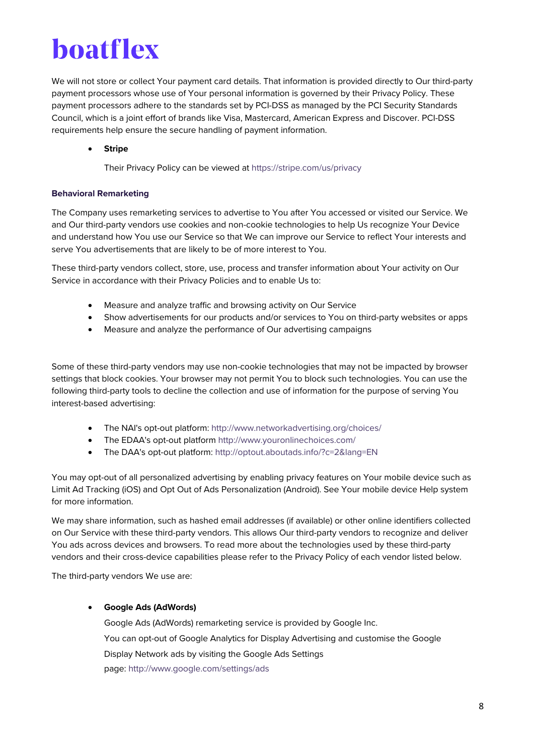We will not store or collect Your payment card details. That information is provided directly to Our third-party payment processors whose use of Your personal information is governed by their Privacy Policy. These payment processors adhere to the standards set by PCI-DSS as managed by the PCI Security Standards Council, which is a joint effort of brands like Visa, Mastercard, American Express and Discover. PCI-DSS requirements help ensure the secure handling of payment information.

- **Stripe**

  Their Privacy Policy can be viewed at https://stripe.com/us/privacy

### Behavioral Remarketing

The Company uses remarketing services to advertise to You after You accessed or visited our Service. We and Our third-party vendors use cookies and non-cookie technologies to help Us recognize Your Device and understand how You use our Service so that We can improve our Service to reflect Your interests and serve You advertisements that are likely to be of more interest to You.

These third-party vendors collect, store, use, process and transfer information about Your activity on Our Service in accordance with their Privacy Policies and to enable Us to:

- Measure and analyze traffic and browsing activity on Our Service
- Show advertisements for our products and/or services to You on third-party websites or apps
- Measure and analyze the performance of Our advertising campaigns

Some of these third-party vendors may use non-cookie technologies that may not be impacted by browser settings that block cookies. Your browser may not permit You to block such technologies. You can use the following third-party tools to decline the collection and use of information for the purpose of serving You interest-based advertising:

- The NAI's opt-out platform: http://www.networkadvertising.org/choices/
- The EDAA's opt-out platform http://www.youronlinechoices.com/
- The DAA's opt-out platform: http://optout.aboutads.info/?c=2&lang=EN

You may opt-out of all personalized advertising by enabling privacy features on Your mobile device such as Limit Ad Tracking (iOS) and Opt Out of Ads Personalization (Android). See Your mobile device Help system for more information.

We may share information, such as hashed email addresses (if available) or other online identifiers collected on Our Service with these third-party vendors. This allows Our third-party vendors to recognize and deliver You ads across devices and browsers. To read more about the technologies used by these third-party vendors and their cross-device capabilities please refer to the Privacy Policy of each vendor listed below.

The third-party vendors We use are:

- **Google Ads (AdWords)**

  Google Ads (AdWords) remarketing service is provided by Google Inc.

  You can opt-out of Google Analytics for Display Advertising and customise the Google Display Network ads by visiting the Google Ads Settings page: http://www.google.com/settings/ads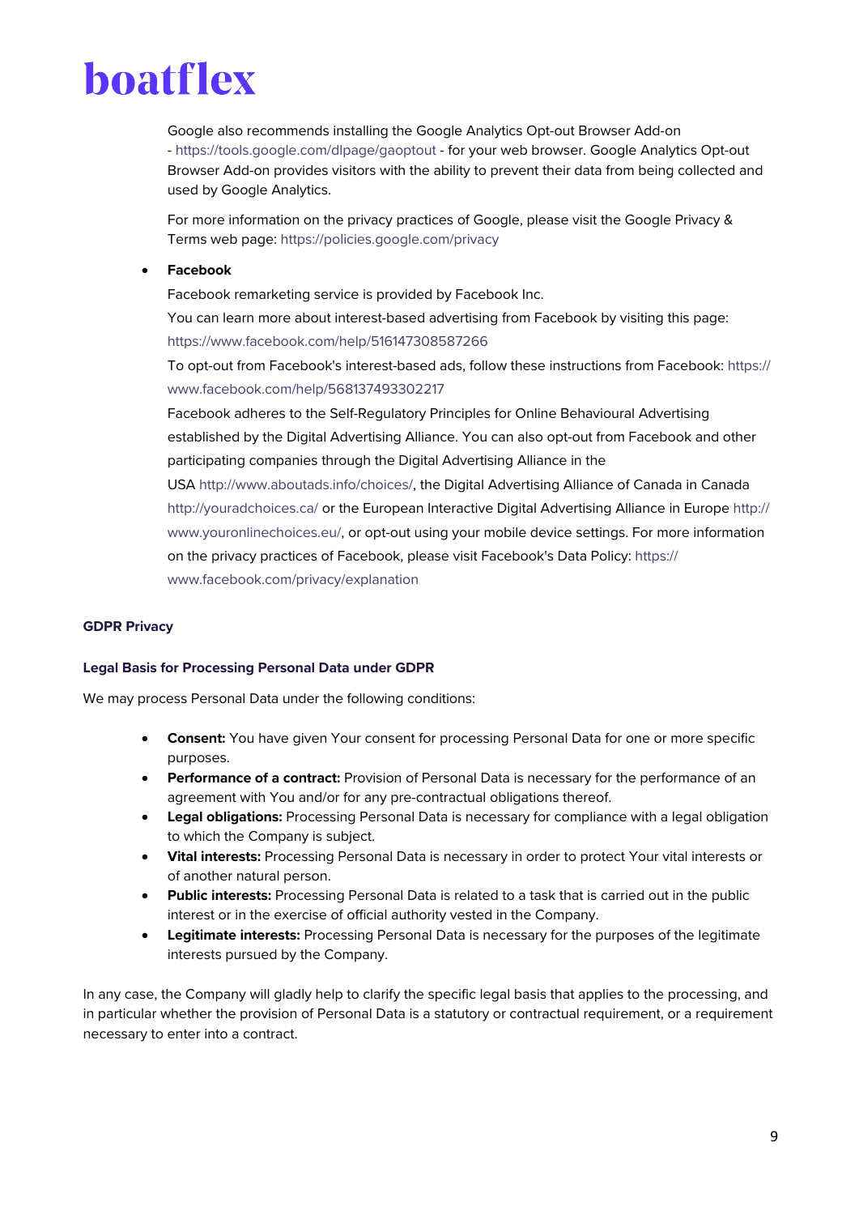Google also recommends installing the Google Analytics Opt-out Browser Add-on - https://tools.google.com/dlpage/gaoptout - for your web browser. Google Analytics Opt-out Browser Add-on provides visitors with the ability to prevent their data from being collected and used by Google Analytics.

For more information on the privacy practices of Google, please visit the Google Privacy & Terms web page: https://policies.google.com/privacy

- **Facebook**

  Facebook remarketing service is provided by Facebook Inc.

  You can learn more about interest-based advertising from Facebook by visiting this page: https://www.facebook.com/help/516147308587266

  To opt-out from Facebook's interest-based ads, follow these instructions from Facebook: https://www.facebook.com/help/568137493302217

  Facebook adheres to the Self-Regulatory Principles for Online Behavioural Advertising established by the Digital Advertising Alliance. You can also opt-out from Facebook and other participating companies through the Digital Advertising Alliance in the USA http://www.aboutads.info/choices/, the Digital Advertising Alliance of Canada in Canada http://youradchoices.ca/ or the European Interactive Digital Advertising Alliance in Europe http://www.youronlinechoices.eu/, or opt-out using your mobile device settings. For more information on the privacy practices of Facebook, please visit Facebook's Data Policy: https://www.facebook.com/privacy/explanation

## GDPR Privacy

### Legal Basis for Processing Personal Data under GDPR

We may process Personal Data under the following conditions:

- **Consent:** You have given Your consent for processing Personal Data for one or more specific purposes.
- **Performance of a contract:** Provision of Personal Data is necessary for the performance of an agreement with You and/or for any pre-contractual obligations thereof.
- **Legal obligations:** Processing Personal Data is necessary for compliance with a legal obligation to which the Company is subject.
- **Vital interests:** Processing Personal Data is necessary in order to protect Your vital interests or of another natural person.
- **Public interests:** Processing Personal Data is related to a task that is carried out in the public interest or in the exercise of official authority vested in the Company.
- **Legitimate interests:** Processing Personal Data is necessary for the purposes of the legitimate interests pursued by the Company.

In any case, the Company will gladly help to clarify the specific legal basis that applies to the processing, and in particular whether the provision of Personal Data is a statutory or contractual requirement, or a requirement necessary to enter into a contract.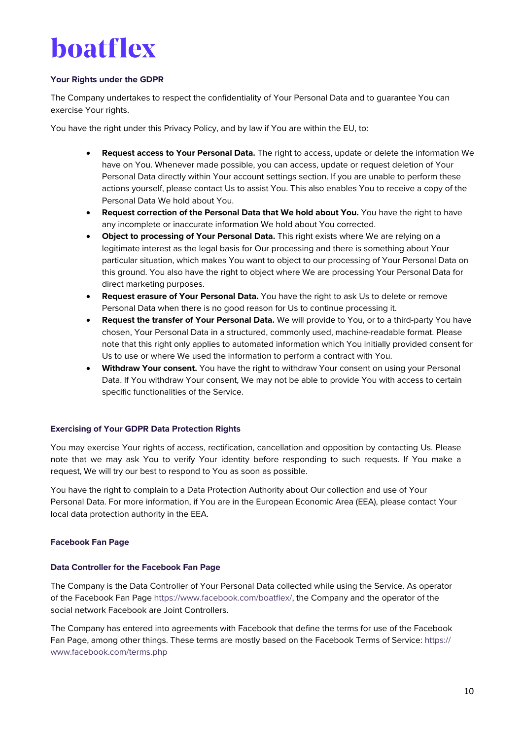# boatflex

### Your Rights under the GDPR

The Company undertakes to respect the confidentiality of Your Personal Data and to guarantee You can exercise Your rights.

You have the right under this Privacy Policy, and by law if You are within the EU, to:

- **Request access to Your Personal Data.** The right to access, update or delete the information We have on You. Whenever made possible, you can access, update or request deletion of Your Personal Data directly within Your account settings section. If you are unable to perform these actions yourself, please contact Us to assist You. This also enables You to receive a copy of the Personal Data We hold about You.
- **Request correction of the Personal Data that We hold about You.** You have the right to have any incomplete or inaccurate information We hold about You corrected.
- **Object to processing of Your Personal Data.** This right exists where We are relying on a legitimate interest as the legal basis for Our processing and there is something about Your particular situation, which makes You want to object to our processing of Your Personal Data on this ground. You also have the right to object where We are processing Your Personal Data for direct marketing purposes.
- **Request erasure of Your Personal Data.** You have the right to ask Us to delete or remove Personal Data when there is no good reason for Us to continue processing it.
- **Request the transfer of Your Personal Data.** We will provide to You, or to a third-party You have chosen, Your Personal Data in a structured, commonly used, machine-readable format. Please note that this right only applies to automated information which You initially provided consent for Us to use or where We used the information to perform a contract with You.
- **Withdraw Your consent.** You have the right to withdraw Your consent on using your Personal Data. If You withdraw Your consent, We may not be able to provide You with access to certain specific functionalities of the Service.

### Exercising of Your GDPR Data Protection Rights

You may exercise Your rights of access, rectification, cancellation and opposition by contacting Us. Please note that we may ask You to verify Your identity before responding to such requests. If You make a request, We will try our best to respond to You as soon as possible.

You have the right to complain to a Data Protection Authority about Our collection and use of Your Personal Data. For more information, if You are in the European Economic Area (EEA), please contact Your local data protection authority in the EEA.

### Facebook Fan Page

### Data Controller for the Facebook Fan Page

The Company is the Data Controller of Your Personal Data collected while using the Service. As operator of the Facebook Fan Page https://www.facebook.com/boatflex/, the Company and the operator of the social network Facebook are Joint Controllers.

The Company has entered into agreements with Facebook that define the terms for use of the Facebook Fan Page, among other things. These terms are mostly based on the Facebook Terms of Service: https://www.facebook.com/terms.php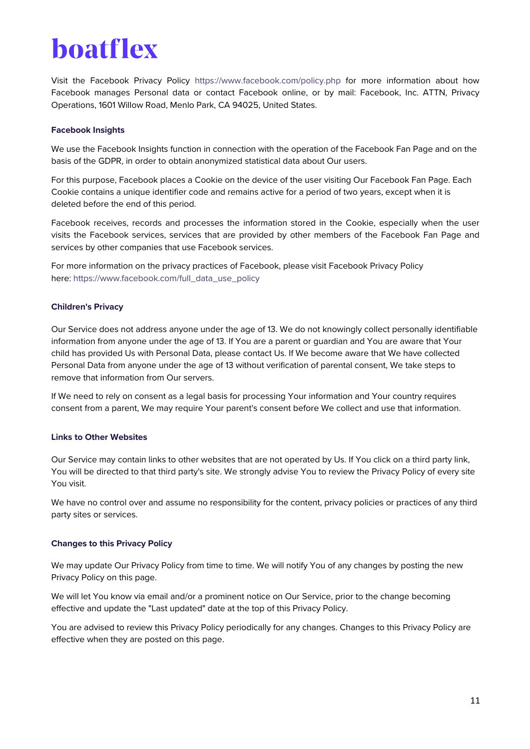Visit the Facebook Privacy Policy https://www.facebook.com/policy.php for more information about how Facebook manages Personal data or contact Facebook online, or by mail: Facebook, Inc. ATTN, Privacy Operations, 1601 Willow Road, Menlo Park, CA 94025, United States.

#### Facebook Insights

We use the Facebook Insights function in connection with the operation of the Facebook Fan Page and on the basis of the GDPR, in order to obtain anonymized statistical data about Our users.

For this purpose, Facebook places a Cookie on the device of the user visiting Our Facebook Fan Page. Each Cookie contains a unique identifier code and remains active for a period of two years, except when it is deleted before the end of this period.

Facebook receives, records and processes the information stored in the Cookie, especially when the user visits the Facebook services, services that are provided by other members of the Facebook Fan Page and services by other companies that use Facebook services.

For more information on the privacy practices of Facebook, please visit Facebook Privacy Policy here: https://www.facebook.com/full_data_use_policy

#### Children's Privacy

Our Service does not address anyone under the age of 13. We do not knowingly collect personally identifiable information from anyone under the age of 13. If You are a parent or guardian and You are aware that Your child has provided Us with Personal Data, please contact Us. If We become aware that We have collected Personal Data from anyone under the age of 13 without verification of parental consent, We take steps to remove that information from Our servers.

If We need to rely on consent as a legal basis for processing Your information and Your country requires consent from a parent, We may require Your parent's consent before We collect and use that information.

#### Links to Other Websites

Our Service may contain links to other websites that are not operated by Us. If You click on a third party link, You will be directed to that third party's site. We strongly advise You to review the Privacy Policy of every site You visit.

We have no control over and assume no responsibility for the content, privacy policies or practices of any third party sites or services.

#### Changes to this Privacy Policy

We may update Our Privacy Policy from time to time. We will notify You of any changes by posting the new Privacy Policy on this page.

We will let You know via email and/or a prominent notice on Our Service, prior to the change becoming effective and update the "Last updated" date at the top of this Privacy Policy.

You are advised to review this Privacy Policy periodically for any changes. Changes to this Privacy Policy are effective when they are posted on this page.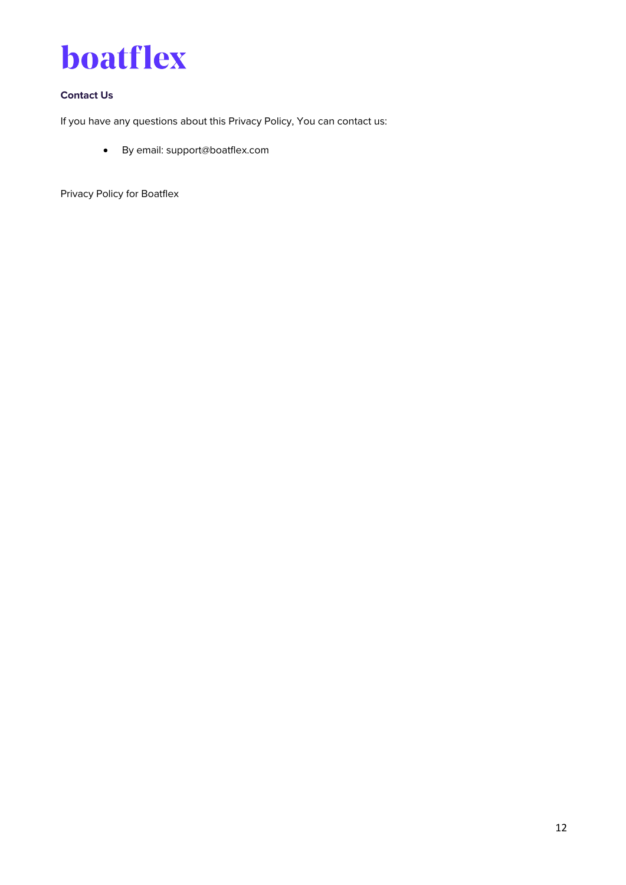# boatflex

### Contact Us

If you have any questions about this Privacy Policy, You can contact us:

- By email: support@boatflex.com

Privacy Policy for Boatflex